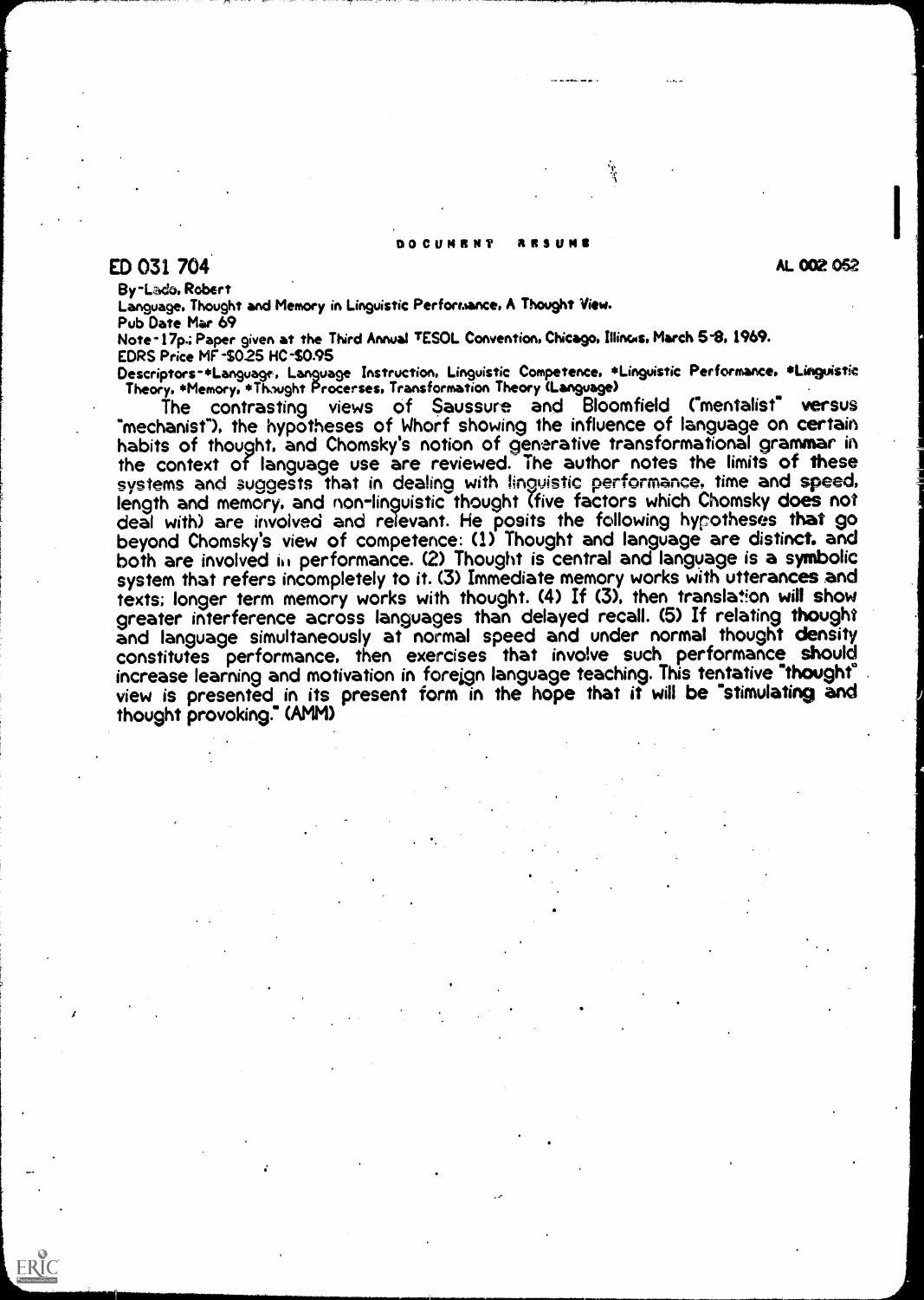DOCUMENT RESUME

ED 031 704 AL 002 052

By-Lado, Robert

Language, Thought and Memory in Linguistic Performance, A Thought View.

Pub Date Mar 69

Note-17p.; Paper given at the Third Annual TESOL Convention, Chicago, Illinois, March 5-8, 1969.

EDRS Price MF-$0.25 HC-$0.95

Descriptors-*Language, Language Instruction, Linguistic Competence, *Linguistic Performance, *Linguistic Theory, *Memory, *Thought Processes, Transformation Theory (Language)

The contrasting views of Saussure and Bloomfield ("mentalist" versus "mechanist"), the hypotheses of Whorf showing the influence of language on certain habits of thought, and Chomsky's notion of generative transformational grammar in the context of language use are reviewed. The author notes the limits of these systems and suggests that in dealing with linguistic performance, time and speed, length and memory, and non-linguistic thought (five factors which Chomsky does not deal with) are involved and relevant. He posits the following hypotheses that go beyond Chomsky's view of competence: (1) Thought and language are distinct, and both are involved in performance. (2) Thought is central and language is a symbolic system that refers incompletely to it. (3) Immediate memory works with utterances and texts; longer term memory works with thought. (4) If (3), then translation will show greater interference across languages than delayed recall. (5) If relating thought and language simultaneously at normal speed and under normal thought density constitutes performance, then exercises that involve such performance should increase learning and motivation in foreign language teaching. This tentative "thought" view is presented in its present form in the hope that it will be "stimulating and thought provoking." (AMM)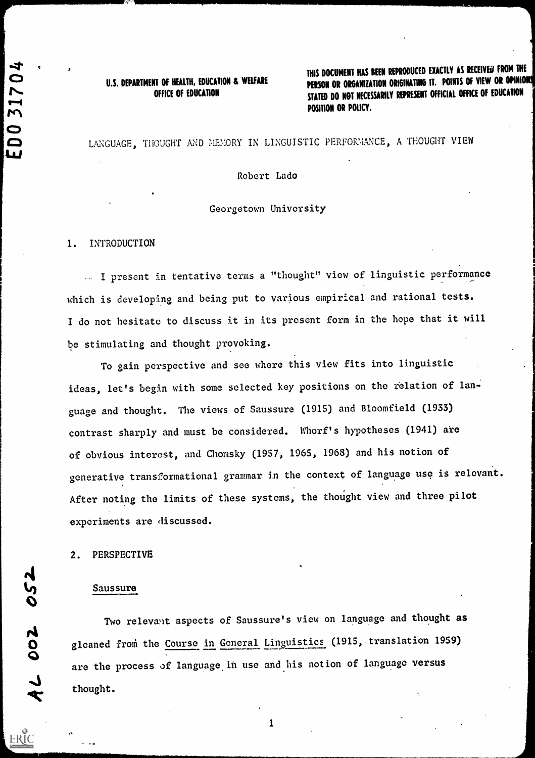U.S. DEPARTMENT OF HEALTH, EDUCATION & WELFARE
OFFICE OF EDUCATION

THIS DOCUMENT HAS BEEN REPRODUCED EXACTLY AS RECEIVED FROM THE PERSON OR ORGANIZATION ORIGINATING IT. POINTS OF VIEW OR OPINIONS STATED DO NOT NECESSARILY REPRESENT OFFICIAL OFFICE OF EDUCATION POSITION OR POLICY.

# LANGUAGE, THOUGHT AND MEMORY IN LINGUISTIC PERFORMANCE, A THOUGHT VIEW

Robert Lado

Georgetown University

## 1. INTRODUCTION

I present in tentative terms a "thought" view of linguistic performance which is developing and being put to various empirical and rational tests. I do not hesitate to discuss it in its present form in the hope that it will be stimulating and thought provoking.

To gain perspective and see where this view fits into linguistic ideas, let's begin with some selected key positions on the relation of language and thought. The views of Saussure (1915) and Bloomfield (1933) contrast sharply and must be considered. Whorf's hypotheses (1941) are of obvious interest, and Chomsky (1957, 1965, 1968) and his notion of generative transformational grammar in the context of language use is relevant. After noting the limits of these systems, the thought view and three pilot experiments are discussed.

## 2. PERSPECTIVE

### Saussure

Two relevant aspects of Saussure's view on language and thought as gleaned from the Course in General Linguistics (1915, translation 1959) are the process of language in use and his notion of language versus thought.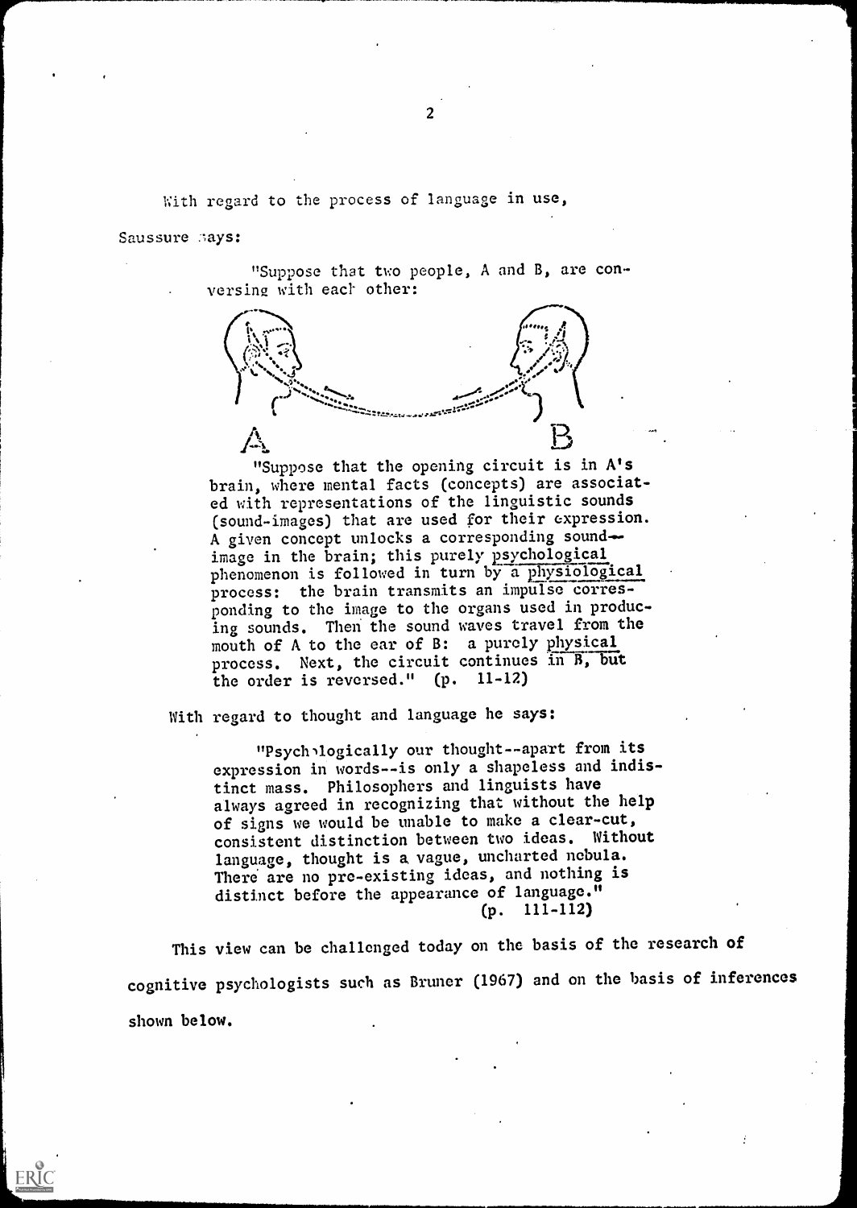With regard to the process of language in use,

Saussure says:

> "Suppose that two people, A and B, are conversing with each other:
>
> A B
>
> "Suppose that the opening circuit is in A's brain, where mental facts (concepts) are associated with representations of the linguistic sounds (sound-images) that are used for their expression. A given concept unlocks a corresponding sound-image in the brain; this purely psychological phenomenon is followed in turn by a physiological process: the brain transmits an impulse corresponding to the image to the organs used in producing sounds. Then the sound waves travel from the mouth of A to the ear of B: a purely physical process. Next, the circuit continues in B, but the order is reversed." (p. 11-12)

With regard to thought and language he says:

> "Psychologically our thought--apart from its expression in words--is only a shapeless and indistinct mass. Philosophers and linguists have always agreed in recognizing that without the help of signs we would be unable to make a clear-cut, consistent distinction between two ideas. Without language, thought is a vague, uncharted nebula. There are no pre-existing ideas, and nothing is distinct before the appearance of language."
> (p. 111-112)

This view can be challenged today on the basis of the research of cognitive psychologists such as Bruner (1967) and on the basis of inferences shown below.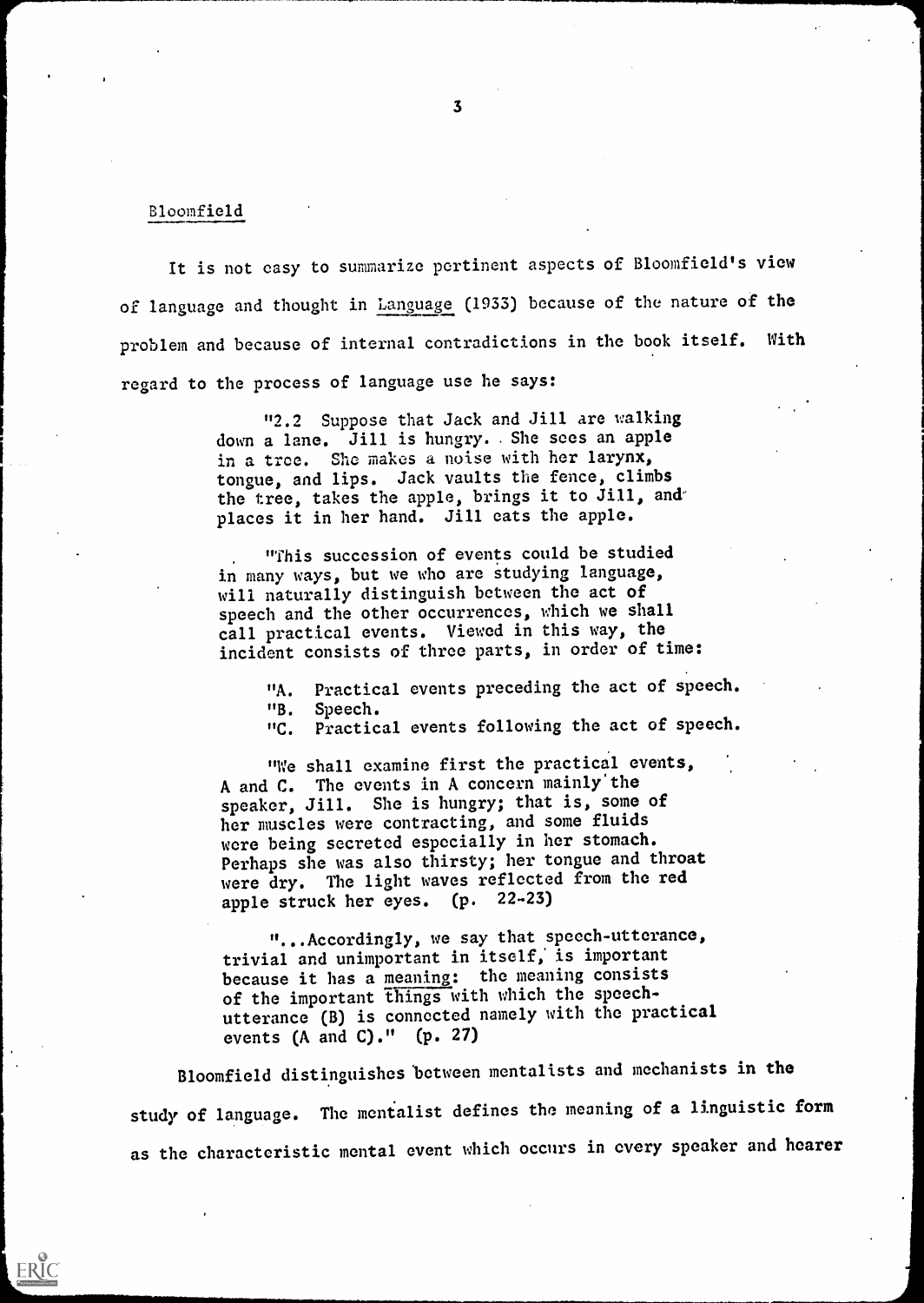## Bloomfield

It is not easy to summarize pertinent aspects of Bloomfield's view of language and thought in Language (1933) because of the nature of the problem and because of internal contradictions in the book itself. With regard to the process of language use he says:

> "2.2 Suppose that Jack and Jill are walking down a lane. Jill is hungry. She sees an apple in a tree. She makes a noise with her larynx, tongue, and lips. Jack vaults the fence, climbs the tree, takes the apple, brings it to Jill, and places it in her hand. Jill eats the apple.
>
> "This succession of events could be studied in many ways, but we who are studying language, will naturally distinguish between the act of speech and the other occurrences, which we shall call practical events. Viewed in this way, the incident consists of three parts, in order of time:
>
> "A. Practical events preceding the act of speech.
> "B. Speech.
> "C. Practical events following the act of speech.
>
> "We shall examine first the practical events, A and C. The events in A concern mainly the speaker, Jill. She is hungry; that is, some of her muscles were contracting, and some fluids were being secreted especially in her stomach. Perhaps she was also thirsty; her tongue and throat were dry. The light waves reflected from the red apple struck her eyes. (p. 22-23)
>
> "...Accordingly, we say that speech-utterance, trivial and unimportant in itself, is important because it has a meaning: the meaning consists of the important things with which the speech-utterance (B) is connected namely with the practical events (A and C)." (p. 27)

Bloomfield distinguishes between mentalists and mechanists in the study of language. The mentalist defines the meaning of a linguistic form as the characteristic mental event which occurs in every speaker and hearer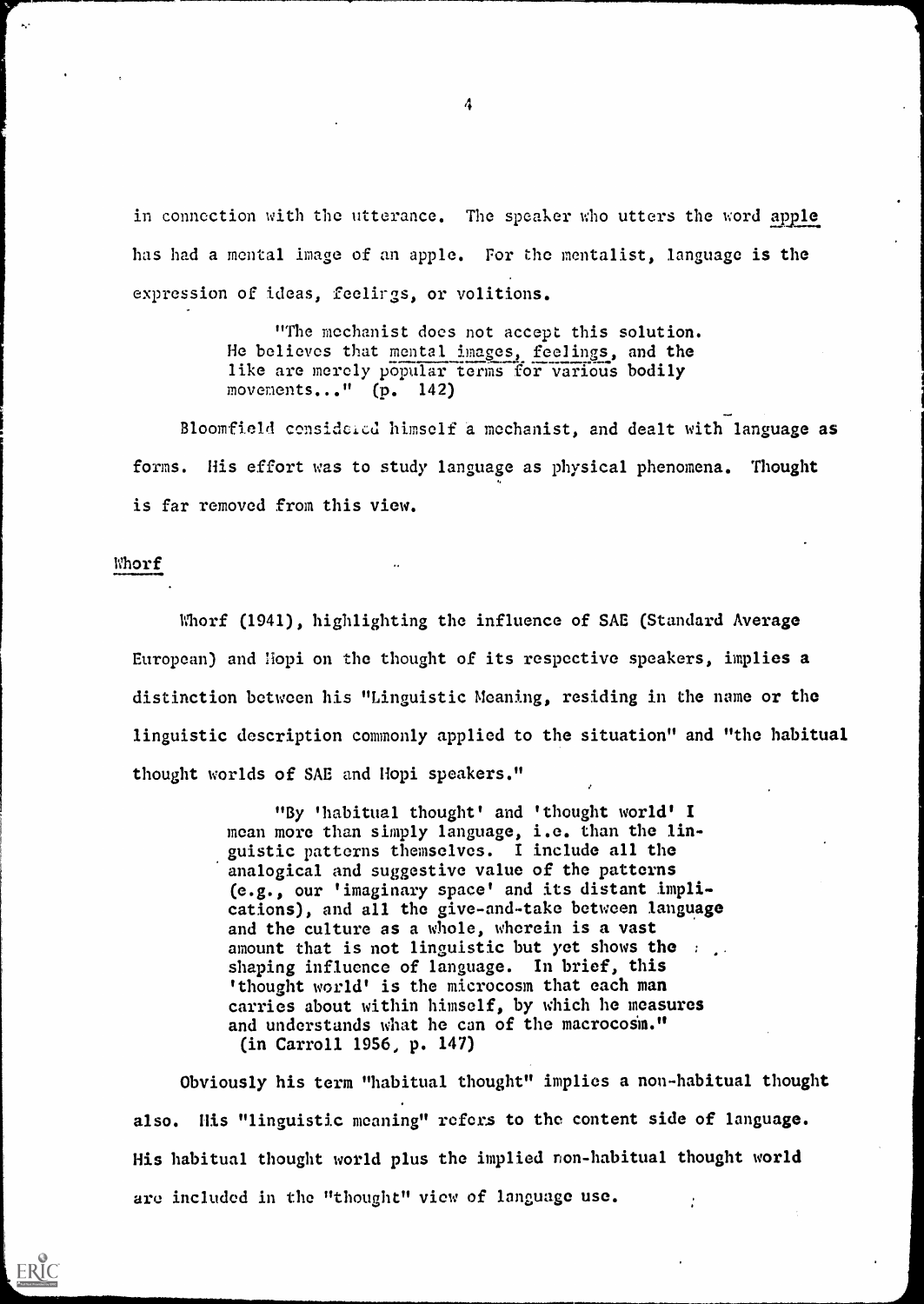in connection with the utterance. The speaker who utters the word *apple* has had a mental image of an apple. For the mentalist, language is the expression of ideas, feelings, or volitions.

> "The mechanist does not accept this solution. He believes that *mental images, feelings,* and the like are merely popular terms for various bodily movements..." (p. 142)

Bloomfield considered himself a mechanist, and dealt with language as forms. His effort was to study language as physical phenomena. Thought is far removed from this view.

## Whorf

Whorf (1941), highlighting the influence of SAE (Standard Average European) and Hopi on the thought of its respective speakers, implies a distinction between his "Linguistic Meaning, residing in the name or the linguistic description commonly applied to the situation" and "the habitual thought worlds of SAE and Hopi speakers."

> "By 'habitual thought' and 'thought world' I mean more than simply language, i.e. than the linguistic patterns themselves. I include all the analogical and suggestive value of the patterns (e.g., our 'imaginary space' and its distant implications), and all the give-and-take between language and the culture as a whole, wherein is a vast amount that is not linguistic but yet shows the shaping influence of language. In brief, this 'thought world' is the microcosm that each man carries about within himself, by which he measures and understands what he can of the macrocosm." (in Carroll 1956, p. 147)

Obviously his term "habitual thought" implies a non-habitual thought also. His "linguistic meaning" refers to the content side of language. His habitual thought world plus the implied non-habitual thought world are included in the "thought" view of language use.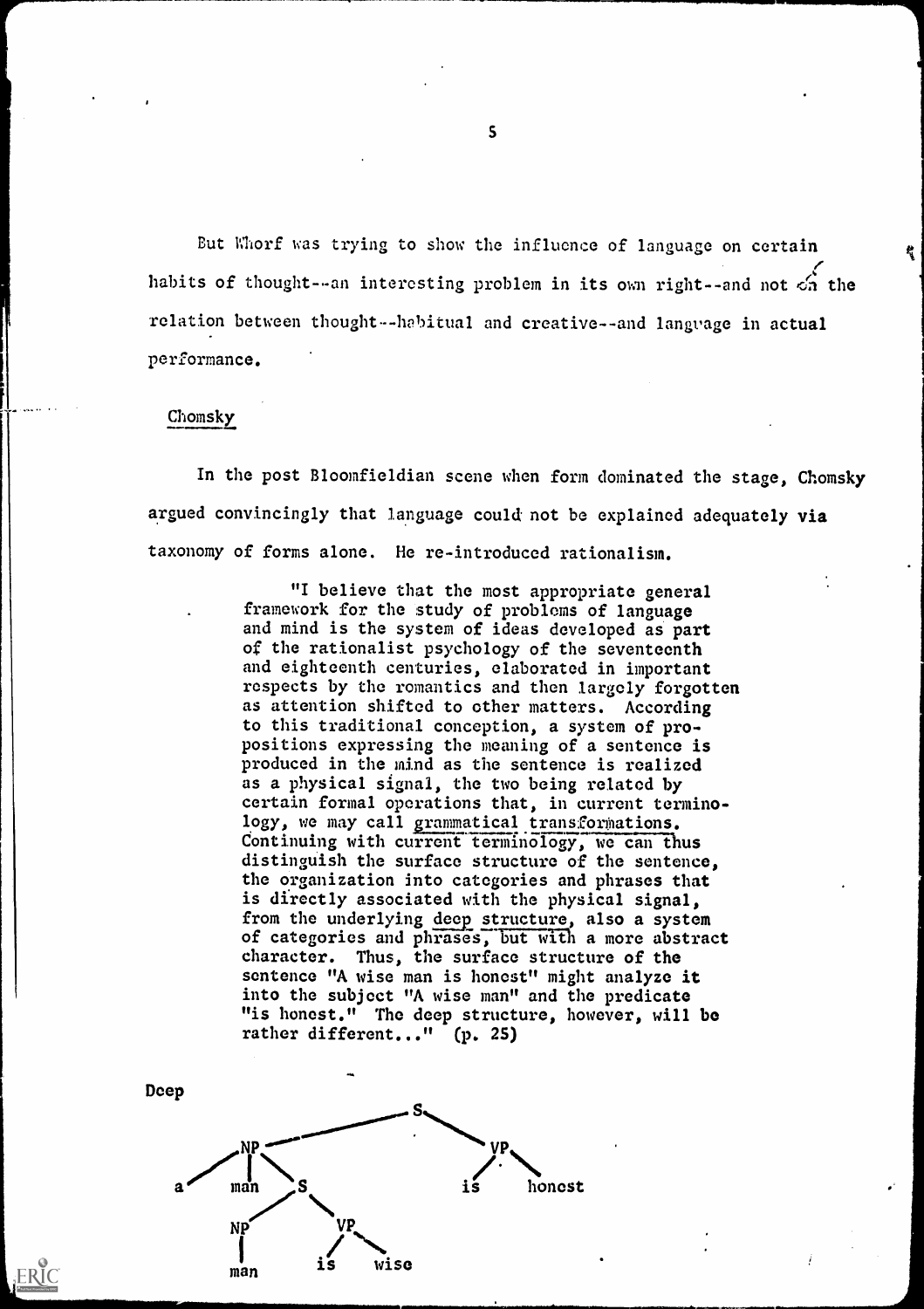But Whorf was trying to show the influence of language on certain habits of thought--an interesting problem in its own right--and not on the relation between thought--habitual and creative--and language in actual performance.

## Chomsky

In the post Bloomfieldian scene when form dominated the stage, Chomsky argued convincingly that language could not be explained adequately via taxonomy of forms alone. He re-introduced rationalism.

> "I believe that the most appropriate general framework for the study of problems of language and mind is the system of ideas developed as part of the rationalist psychology of the seventeenth and eighteenth centuries, elaborated in important respects by the romantics and then largely forgotten as attention shifted to other matters. According to this traditional conception, a system of propositions expressing the meaning of a sentence is produced in the mind as the sentence is realized as a physical signal, the two being related by certain formal operations that, in current terminology, we may call grammatical transformations. Continuing with current terminology, we can thus distinguish the surface structure of the sentence, the organization into categories and phrases that is directly associated with the physical signal, from the underlying deep structure, also a system of categories and phrases, but with a more abstract character. Thus, the surface structure of the sentence "A wise man is honest" might analyze it into the subject "A wise man" and the predicate "is honest." The deep structure, however, will be rather different..." (p. 25)

Deep

```
                  S
          _______/ \_______
        NP                  VP
      /  |  \              /  \
     a  man   S           is   honest
             / \
           NP   VP
           |   /  \
          man is   wise
```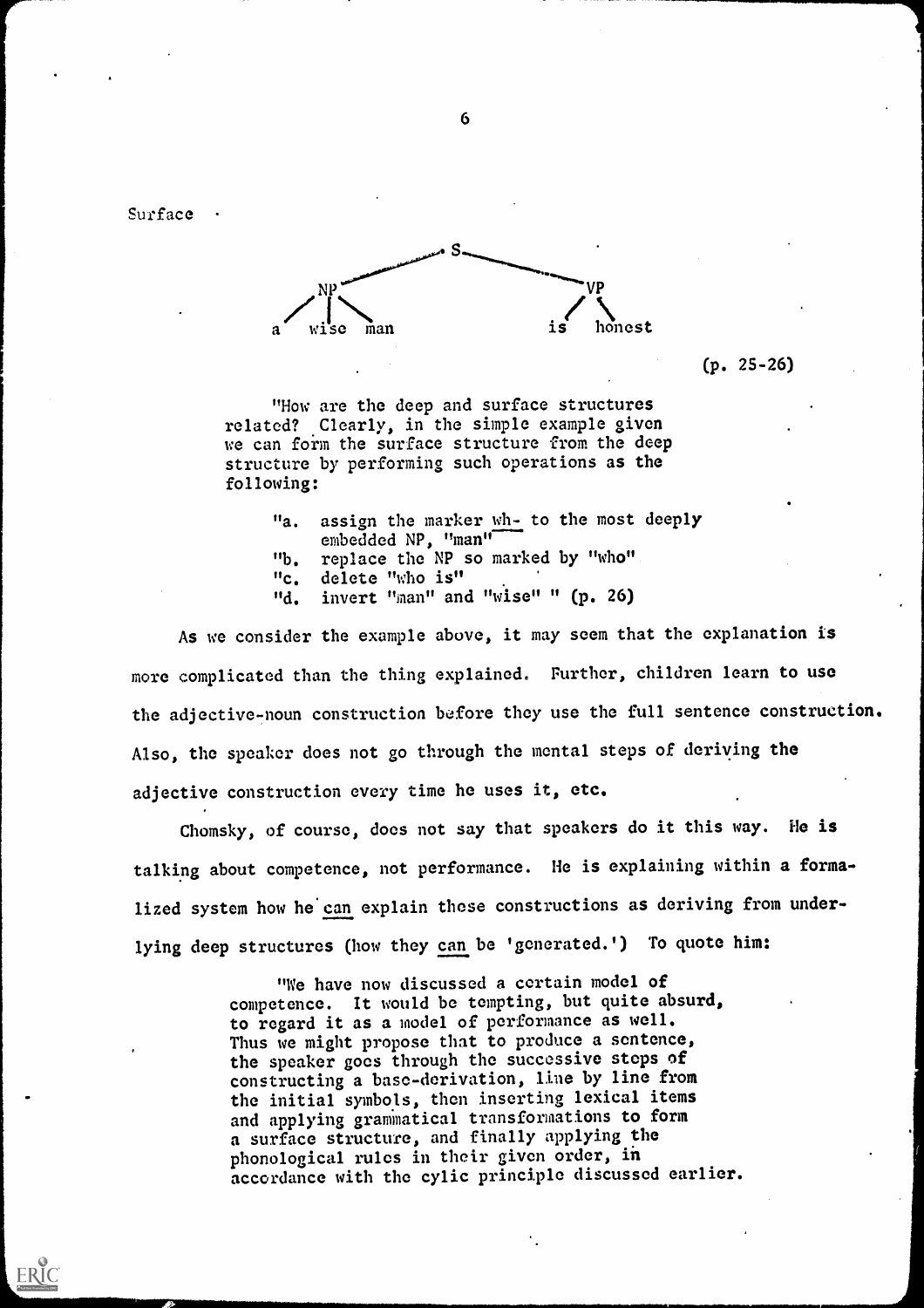Surface

```
                    S
           NP                 VP
        /  |  \              /  \
       a  wise man          is  honest
```

(p. 25-26)

> "How are the deep and surface structures related? Clearly, in the simple example given we can form the surface structure from the deep structure by performing such operations as the following:
>
> "a. assign the marker wh- to the most deeply embedded NP, "man"
> "b. replace the NP so marked by "who"
> "c. delete "who is"
> "d. invert "man" and "wise" " (p. 26)

As we consider the example above, it may seem that the explanation is more complicated than the thing explained. Further, children learn to use the adjective-noun construction before they use the full sentence construction. Also, the speaker does not go through the mental steps of deriving the adjective construction every time he uses it, etc.

Chomsky, of course, does not say that speakers do it this way. He is talking about competence, not performance. He is explaining within a formalized system how he can explain these constructions as deriving from underlying deep structures (how they can be 'generated.') To quote him:

> "We have now discussed a certain model of competence. It would be tempting, but quite absurd, to regard it as a model of performance as well. Thus we might propose that to produce a sentence, the speaker goes through the successive steps of constructing a base-derivation, line by line from the initial symbols, then inserting lexical items and applying grammatical transformations to form a surface structure, and finally applying the phonological rules in their given order, in accordance with the cylic principle discussed earlier.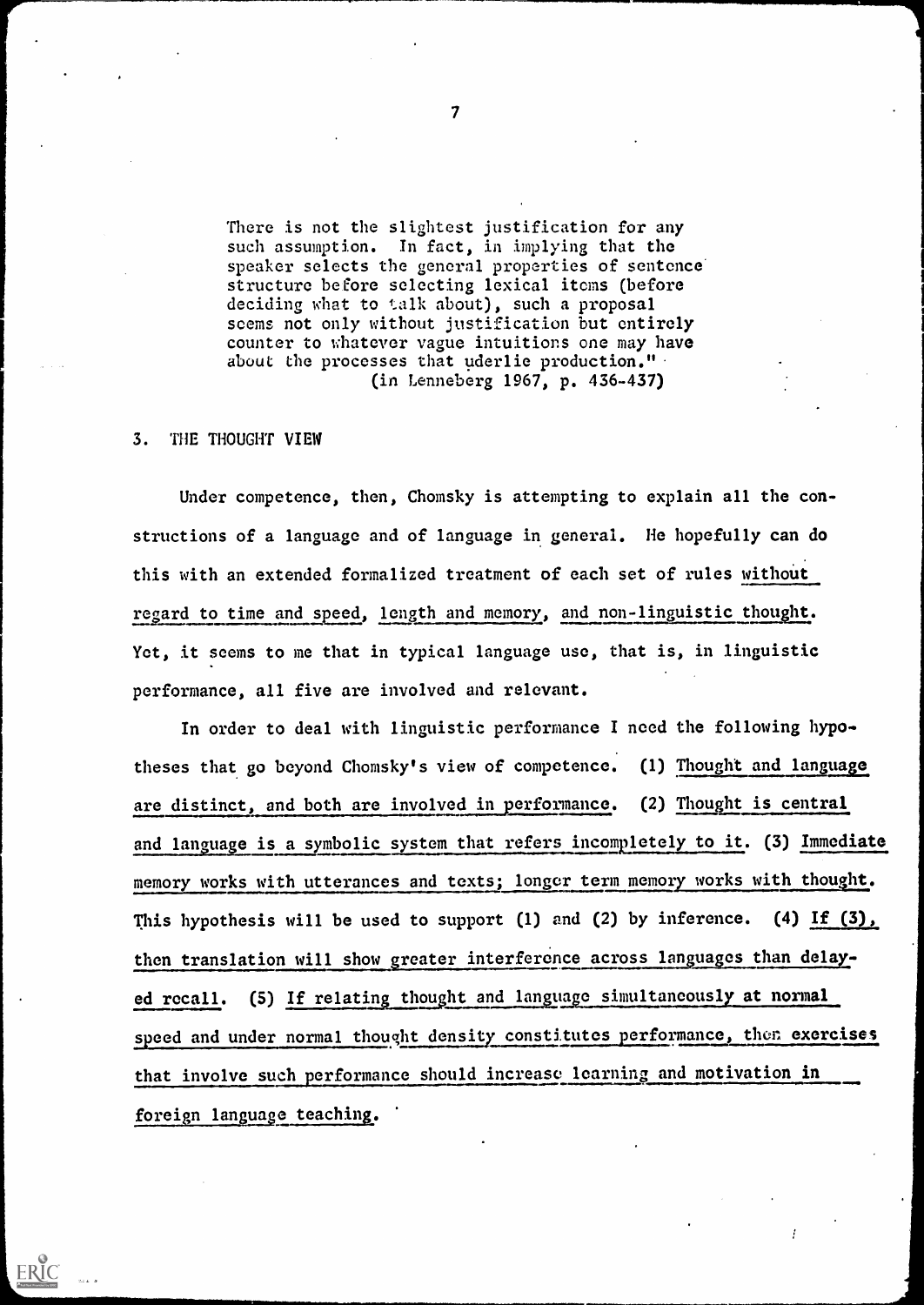> There is not the slightest justification for any such assumption. In fact, in implying that the speaker selects the general properties of sentence structure before selecting lexical items (before deciding what to talk about), such a proposal seems not only without justification but entirely counter to whatever vague intuitions one may have about the processes that uderlie production."
> (in Lenneberg 1967, p. 436-437)

## 3. THE THOUGHT VIEW

Under competence, then, Chomsky is attempting to explain all the constructions of a language and of language in general. He hopefully can do this with an extended formalized treatment of each set of rules <u>without regard to time and speed</u>, <u>length and memory</u>, and <u>non-linguistic thought</u>. Yet, it seems to me that in typical language use, that is, in linguistic performance, all five are involved and relevant.

In order to deal with linguistic performance I need the following hypotheses that go beyond Chomsky's view of competence. (1) <u>Thought and language are distinct, and both are involved in performance</u>. (2) <u>Thought is central and language is a symbolic system that refers incompletely to it</u>. (3) <u>Immediate memory works with utterances and texts; longer term memory works with thought</u>. This hypothesis will be used to support (1) and (2) by inference. (4) <u>If (3), then translation will show greater interference across languages than delayed recall</u>. (5) <u>If relating thought and language simultaneously at normal speed and under normal thought density constitutes performance, then exercises that involve such performance should increase learning and motivation in foreign language teaching.</u>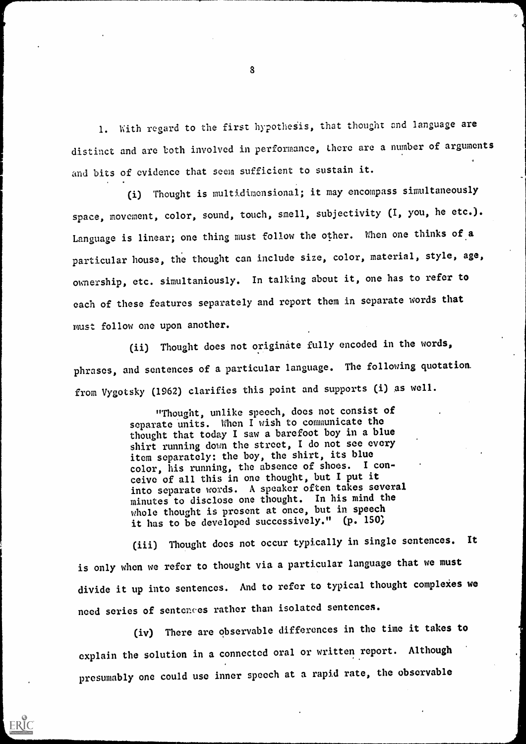1. With regard to the first hypothesis, that thought and language are distinct and are both involved in performance, there are a number of arguments and bits of evidence that seem sufficient to sustain it.

(i) Thought is multidimensional; it may encompass simultaneously space, movement, color, sound, touch, smell, subjectivity (I, you, he etc.). Language is linear; one thing must follow the other. When one thinks of a particular house, the thought can include size, color, material, style, age, ownership, etc. simultaniously. In talking about it, one has to refer to each of these features separately and report them in separate words that must follow one upon another.

(ii) Thought does not originate fully encoded in the words, phrases, and sentences of a particular language. The following quotation from Vygotsky (1962) clarifies this point and supports (i) as well.

> "Thought, unlike speech, does not consist of separate units. When I wish to communicate the thought that today I saw a barefoot boy in a blue shirt running down the street, I do not see every item separately: the boy, the shirt, its blue color, his running, the absence of shoes. I conceive of all this in one thought, but I put it into separate words. A speaker often takes several minutes to disclose one thought. In his mind the whole thought is present at once, but in speech it has to be developed successively." (p. 150)

(iii) Thought does not occur typically in single sentences. It is only when we refer to thought via a particular language that we must divide it up into sentences. And to refer to typical thought complexes we need series of sentences rather than isolated sentences.

(iv) There are observable differences in the time it takes to explain the solution in a connected oral or written report. Although presumably one could use inner speech at a rapid rate, the observable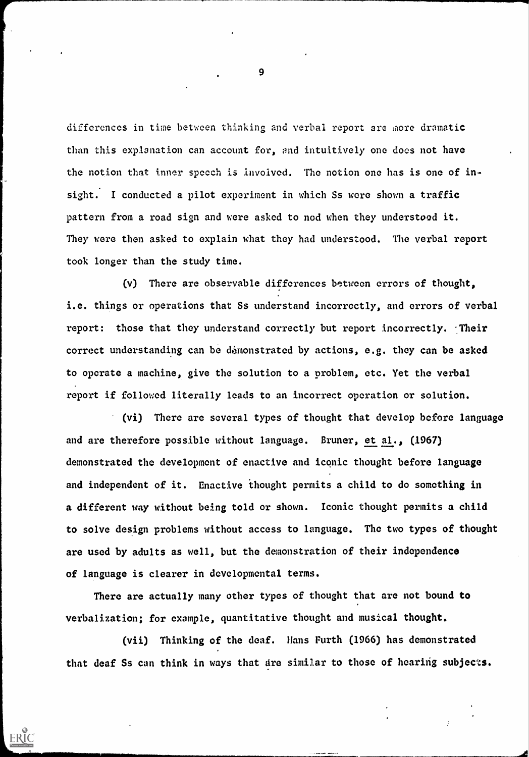differences in time between thinking and verbal report are more dramatic than this explanation can account for, and intuitively one does not have the notion that inner speech is involved. The notion one has is one of insight. I conducted a pilot experiment in which Ss were shown a traffic pattern from a road sign and were asked to nod when they understood it. They were then asked to explain what they had understood. The verbal report took longer than the study time.

(v) There are observable differences between errors of thought, i.e. things or operations that Ss understand incorrectly, and errors of verbal report: those that they understand correctly but report incorrectly. Their correct understanding can be demonstrated by actions, e.g. they can be asked to operate a machine, give the solution to a problem, etc. Yet the verbal report if followed literally leads to an incorrect operation or solution.

(vi) There are several types of thought that develop before language and are therefore possible without language. Bruner, et al., (1967) demonstrated the development of enactive and iconic thought before language and independent of it. Enactive thought permits a child to do something in a different way without being told or shown. Iconic thought permits a child to solve design problems without access to language. The two types of thought are used by adults as well, but the demonstration of their independence of language is clearer in developmental terms.

There are actually many other types of thought that are not bound to verbalization; for example, quantitative thought and musical thought.

(vii) Thinking of the deaf. Hans Furth (1966) has demonstrated that deaf Ss can think in ways that are similar to those of hearing subjects.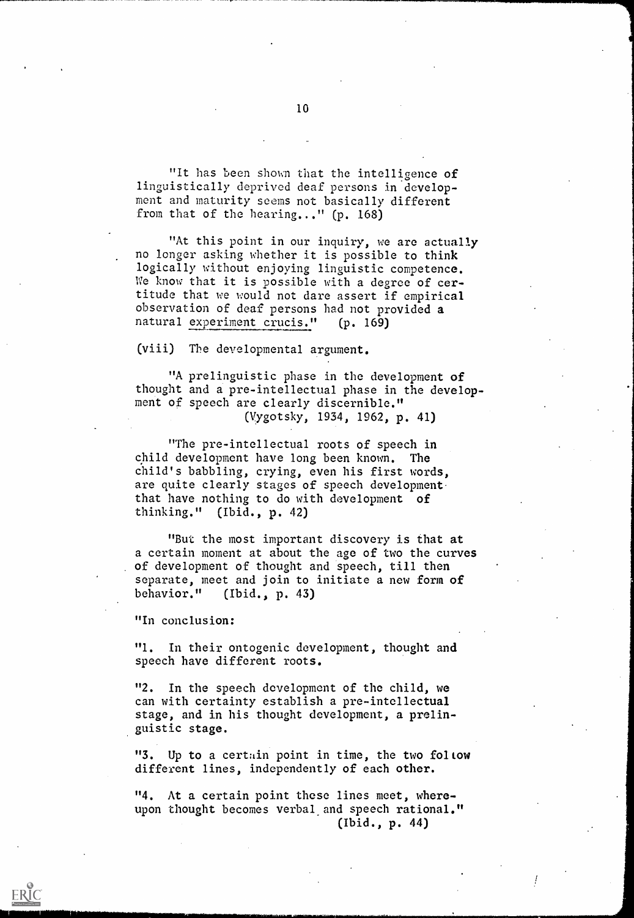"It has been shown that the intelligence of linguistically deprived deaf persons in development and maturity seems not basically different from that of the hearing..." (p. 168)

"At this point in our inquiry, we are actually no longer asking whether it is possible to think logically without enjoying linguistic competence. We know that it is possible with a degree of certitude that we would not dare assert if empirical observation of deaf persons had not provided a natural experiment crucis." (p. 169)

(viii) The developmental argument.

"A prelinguistic phase in the development of thought and a pre-intellectual phase in the development of speech are clearly discernible."
(Vygotsky, 1934, 1962, p. 41)

"The pre-intellectual roots of speech in child development have long been known. The child's babbling, crying, even his first words, are quite clearly stages of speech development that have nothing to do with development of thinking." (Ibid., p. 42)

"But the most important discovery is that at a certain moment at about the age of two the curves of development of thought and speech, till then separate, meet and join to initiate a new form of behavior." (Ibid., p. 43)

"In conclusion:

"1. In their ontogenic development, thought and speech have different roots.

"2. In the speech development of the child, we can with certainty establish a pre-intellectual stage, and in his thought development, a prelinguistic stage.

"3. Up to a certain point in time, the two follow different lines, independently of each other.

"4. At a certain point these lines meet, whereupon thought becomes verbal and speech rational."
(Ibid., p. 44)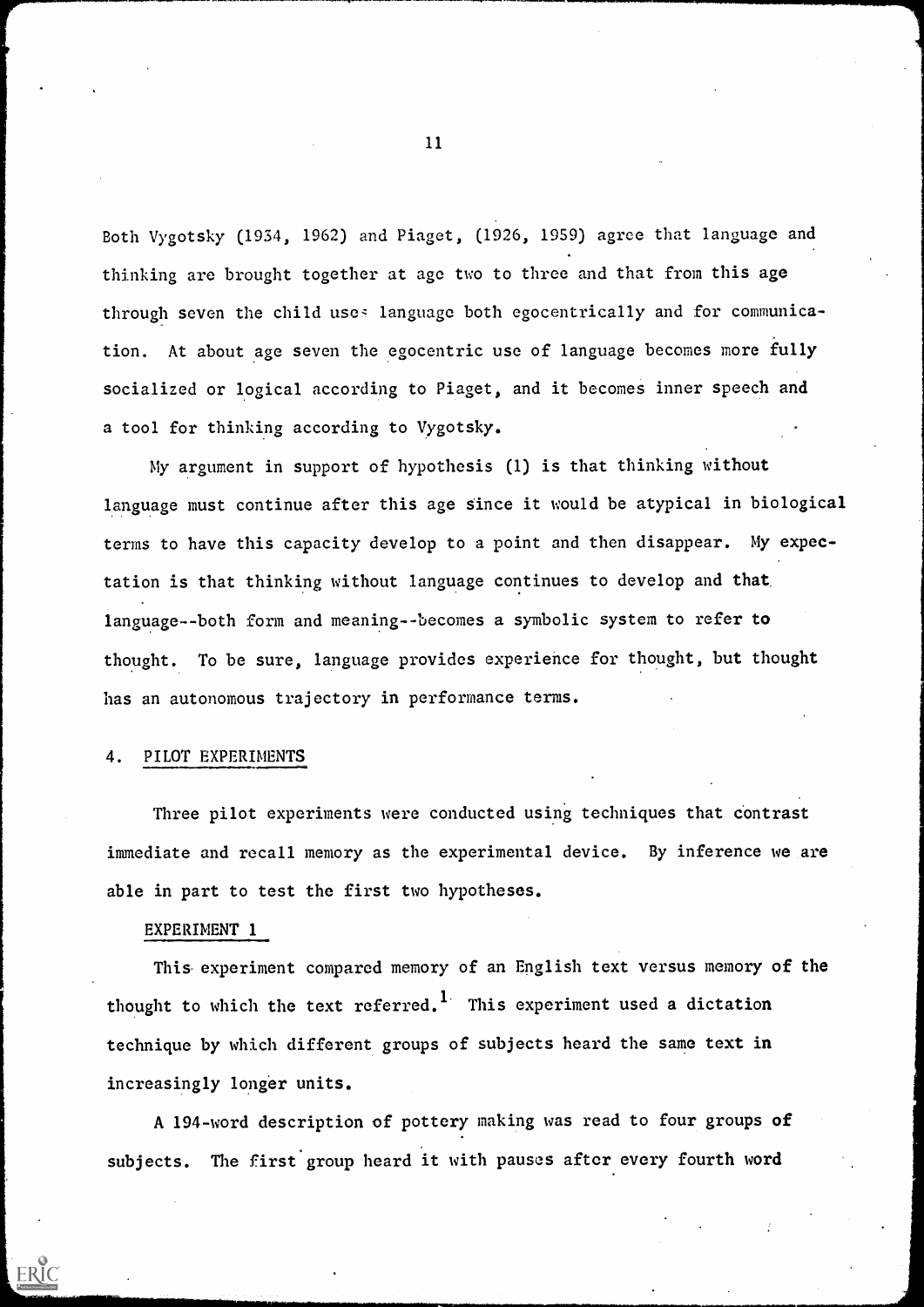Both Vygotsky (1934, 1962) and Piaget, (1926, 1959) agree that language and thinking are brought together at age two to three and that from this age through seven the child uses language both egocentrically and for communication. At about age seven the egocentric use of language becomes more fully socialized or logical according to Piaget, and it becomes inner speech and a tool for thinking according to Vygotsky.

My argument in support of hypothesis (1) is that thinking without language must continue after this age since it would be atypical in biological terms to have this capacity develop to a point and then disappear. My expectation is that thinking without language continues to develop and that language--both form and meaning--becomes a symbolic system to refer to thought. To be sure, language provides experience for thought, but thought has an autonomous trajectory in performance terms.

## 4. PILOT EXPERIMENTS

Three pilot experiments were conducted using techniques that contrast immediate and recall memory as the experimental device. By inference we are able in part to test the first two hypotheses.

### EXPERIMENT 1

This experiment compared memory of an English text versus memory of the thought to which the text referred.[1] This experiment used a dictation technique by which different groups of subjects heard the same text in increasingly longer units.

A 194-word description of pottery making was read to four groups of subjects. The first group heard it with pauses after every fourth word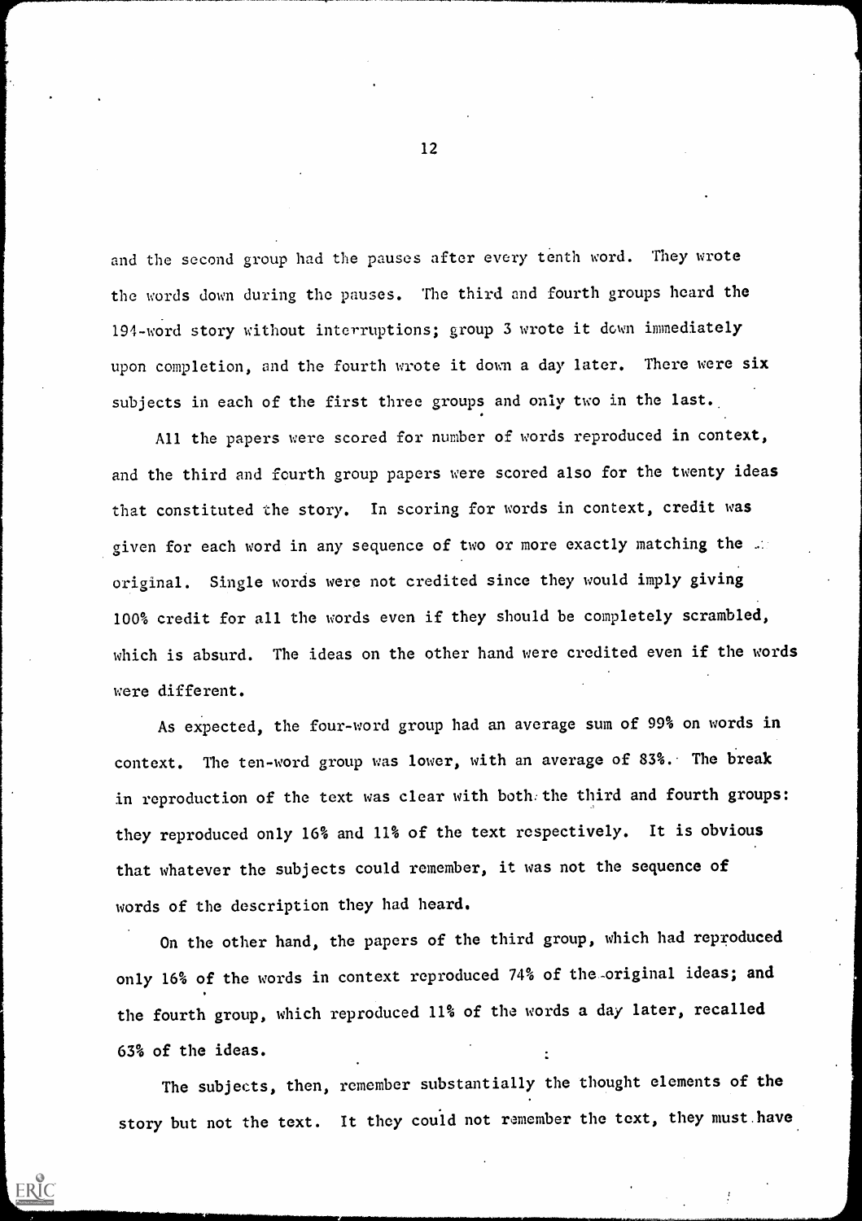and the second group had the pauses after every tenth word. They wrote the words down during the pauses. The third and fourth groups heard the 194-word story without interruptions; group 3 wrote it down immediately upon completion, and the fourth wrote it down a day later. There were six subjects in each of the first three groups and only two in the last.

All the papers were scored for number of words reproduced in context, and the third and fourth group papers were scored also for the twenty ideas that constituted the story. In scoring for words in context, credit was given for each word in any sequence of two or more exactly matching the original. Single words were not credited since they would imply giving 100% credit for all the words even if they should be completely scrambled, which is absurd. The ideas on the other hand were credited even if the words were different.

As expected, the four-word group had an average sum of 99% on words in context. The ten-word group was lower, with an average of 83%. The break in reproduction of the text was clear with both the third and fourth groups: they reproduced only 16% and 11% of the text respectively. It is obvious that whatever the subjects could remember, it was not the sequence of words of the description they had heard.

On the other hand, the papers of the third group, which had reproduced only 16% of the words in context reproduced 74% of the original ideas; and the fourth group, which reproduced 11% of the words a day later, recalled 63% of the ideas.

The subjects, then, remember substantially the thought elements of the story but not the text. It they could not remember the text, they must have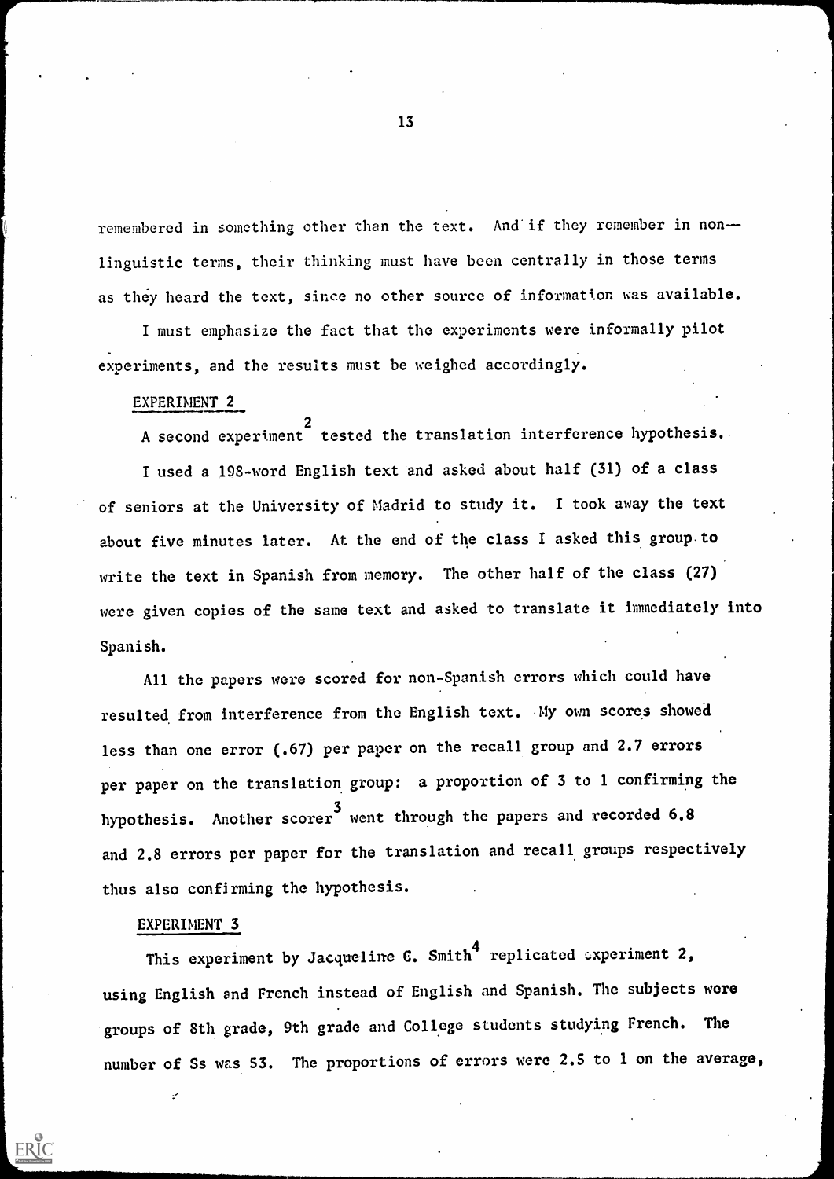remembered in something other than the text. And if they remember in non-linguistic terms, their thinking must have been centrally in those terms as they heard the text, since no other source of information was available.

I must emphasize the fact that the experiments were informally pilot experiments, and the results must be weighed accordingly.

## EXPERIMENT 2

A second experiment[2] tested the translation interference hypothesis.

I used a 198-word English text and asked about half (31) of a class of seniors at the University of Madrid to study it. I took away the text about five minutes later. At the end of the class I asked this group to write the text in Spanish from memory. The other half of the class (27) were given copies of the same text and asked to translate it immediately into Spanish.

All the papers were scored for non-Spanish errors which could have resulted from interference from the English text. My own scores showed less than one error (.67) per paper on the recall group and 2.7 errors per paper on the translation group: a proportion of 3 to 1 confirming the hypothesis. Another scorer[3] went through the papers and recorded 6.8 and 2.8 errors per paper for the translation and recall groups respectively thus also confirming the hypothesis.

## EXPERIMENT 3

This experiment by Jacqueline C. Smith[4] replicated experiment 2, using English and French instead of English and Spanish. The subjects were groups of 8th grade, 9th grade and College students studying French. The number of Ss was 53. The proportions of errors were 2.5 to 1 on the average,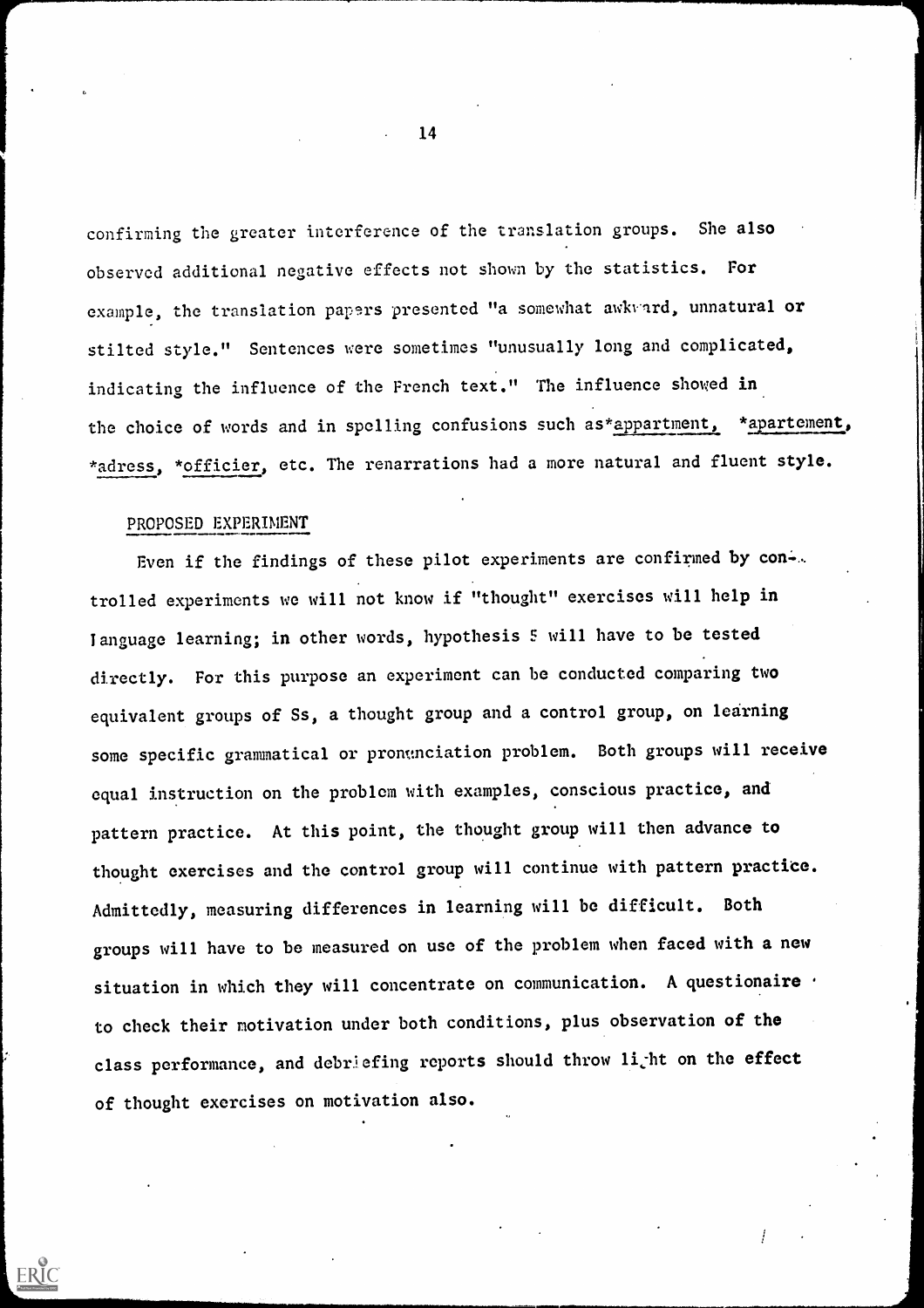confirming the greater interference of the translation groups. She also observed additional negative effects not shown by the statistics. For example, the translation papers presented "a somewhat awkward, unnatural or stilted style." Sentences were sometimes "unusually long and complicated, indicating the influence of the French text." The influence showed in the choice of words and in spelling confusions such as *appartment, *apartement, *adress, *officier, etc. The renarrations had a more natural and fluent style.

## PROPOSED EXPERIMENT

Even if the findings of these pilot experiments are confirmed by controlled experiments we will not know if "thought" exercises will help in language learning; in other words, hypothesis 5 will have to be tested directly. For this purpose an experiment can be conducted comparing two equivalent groups of Ss, a thought group and a control group, on learning some specific grammatical or pronunciation problem. Both groups will receive equal instruction on the problem with examples, conscious practice, and pattern practice. At this point, the thought group will then advance to thought exercises and the control group will continue with pattern practice. Admittedly, measuring differences in learning will be difficult. Both groups will have to be measured on use of the problem when faced with a new situation in which they will concentrate on communication. A questionaire to check their motivation under both conditions, plus observation of the class performance, and debriefing reports should throw light on the effect of thought exercises on motivation also.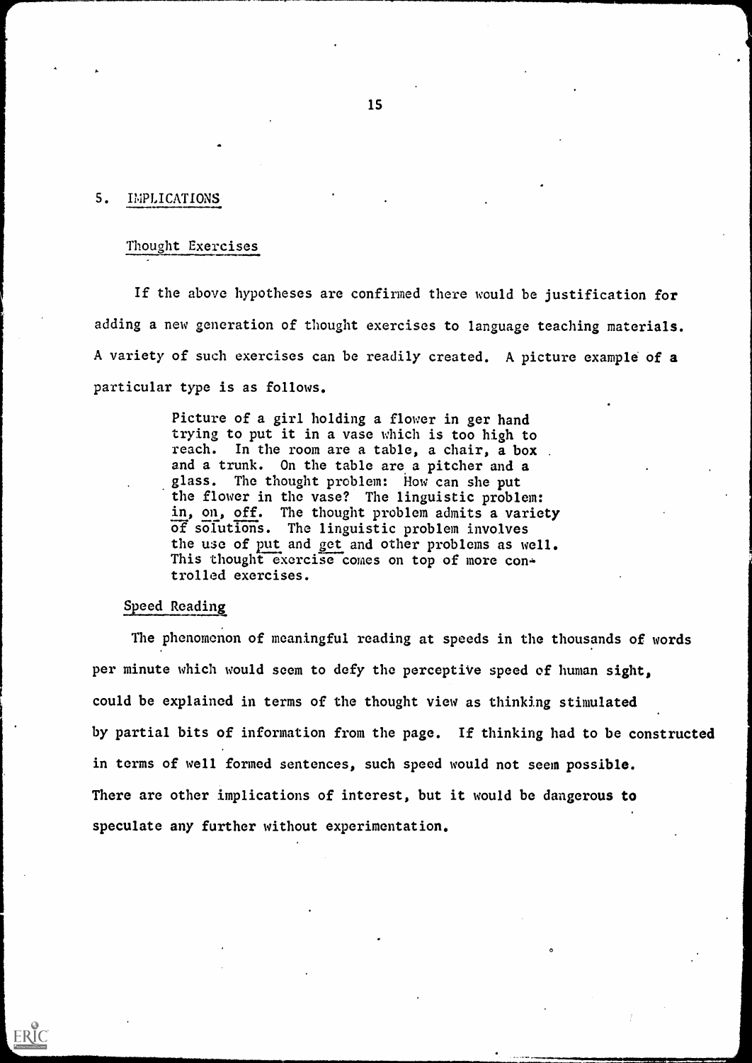## 5. IMPLICATIONS

### Thought Exercises

If the above hypotheses are confirmed there would be justification for adding a new generation of thought exercises to language teaching materials. A variety of such exercises can be readily created. A picture example of a particular type is as follows.

> Picture of a girl holding a flower in ger hand trying to put it in a vase which is too high to reach. In the room are a table, a chair, a box and a trunk. On the table are a pitcher and a glass. The thought problem: How can she put the flower in the vase? The linguistic problem: in, on, off. The thought problem admits a variety of solutions. The linguistic problem involves the use of put and get and other problems as well. This thought exercise comes on top of more controlled exercises.

### Speed Reading

The phenomenon of meaningful reading at speeds in the thousands of words per minute which would seem to defy the perceptive speed of human sight, could be explained in terms of the thought view as thinking stimulated by partial bits of information from the page. If thinking had to be constructed in terms of well formed sentences, such speed would not seem possible. There are other implications of interest, but it would be dangerous to speculate any further without experimentation.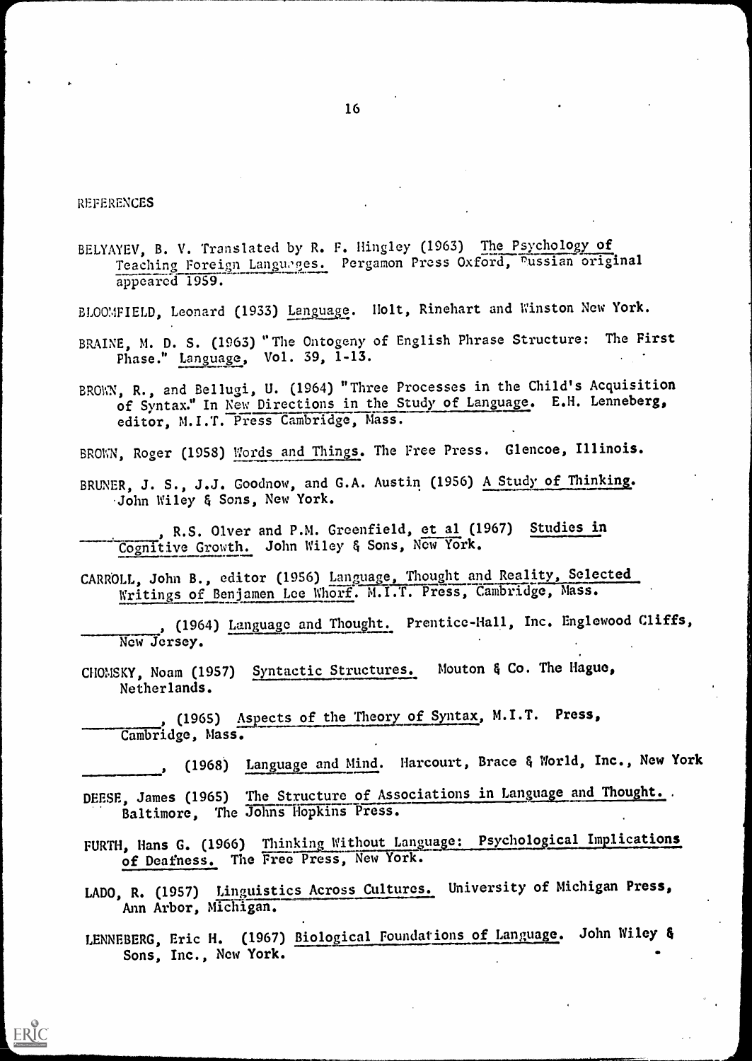REFERENCES

BELYAYEV, B. V. Translated by R. F. Hingley (1963) The Psychology of Teaching Foreign Languages. Pergamon Press Oxford, Russian original appeared 1959.

BLOOMFIELD, Leonard (1933) Language. Holt, Rinehart and Winston New York.

BRAINE, M. D. S. (1963) "The Ontogeny of English Phrase Structure: The First Phase." Language, Vol. 39, 1-13.

BROWN, R., and Bellugi, U. (1964) "Three Processes in the Child's Acquisition of Syntax." In New Directions in the Study of Language. E.H. Lenneberg, editor, M.I.T. Press Cambridge, Mass.

BROWN, Roger (1958) Words and Things. The Free Press. Glencoe, Illinois.

BRUNER, J. S., J.J. Goodnow, and G.A. Austin (1956) A Study of Thinking. John Wiley & Sons, New York.

________, R.S. Olver and P.M. Greenfield, et al (1967) Studies in Cognitive Growth. John Wiley & Sons, New York.

CARROLL, John B., editor (1956) Language, Thought and Reality, Selected Writings of Benjamen Lee Whorf. M.I.T. Press, Cambridge, Mass.

________, (1964) Language and Thought. Prentice-Hall, Inc. Englewood Cliffs, New Jersey.

CHOMSKY, Noam (1957) Syntactic Structures. Mouton & Co. The Hague, Netherlands.

________, (1965) Aspects of the Theory of Syntax, M.I.T. Press, Cambridge, Mass.

________, (1968) Language and Mind. Harcourt, Brace & World, Inc., New York

DEESE, James (1965) The Structure of Associations in Language and Thought. Baltimore, The Johns Hopkins Press.

FURTH, Hans G. (1966) Thinking Without Language: Psychological Implications of Deafness. The Free Press, New York.

LADO, R. (1957) Linguistics Across Cultures. University of Michigan Press, Ann Arbor, Michigan.

LENNEBERG, Eric H. (1967) Biological Foundations of Language. John Wiley & Sons, Inc., New York.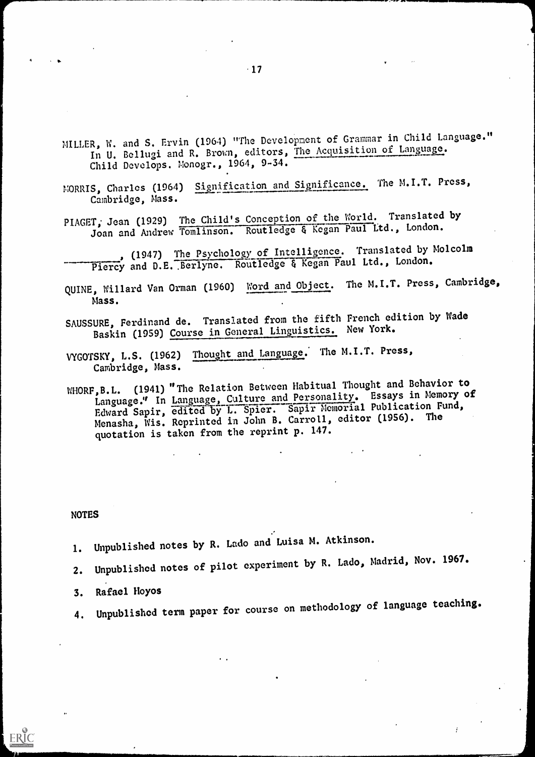MILLER, W. and S. Ervin (1964) "The Development of Grammar in Child Language." In U. Bellugi and R. Brown, editors, The Acquisition of Language. Child Develops. Monogr., 1964, 9-34.

MORRIS, Charles (1964) Signification and Significance. The M.I.T. Press, Cambridge, Mass.

PIAGET, Jean (1929) The Child's Conception of the World. Translated by Joan and Andrew Tomlinson. Routledge & Kegan Paul Ltd., London.

________, (1947) The Psychology of Intelligence. Translated by Molcolm Piercy and D.E. Berlyne. Routledge & Kegan Paul Ltd., London.

QUINE, Willard Van Orman (1960) Word and Object. The M.I.T. Press, Cambridge, Mass.

SAUSSURE, Ferdinand de. Translated from the fifth French edition by Wade Baskin (1959) Course in General Linguistics. New York.

VYGOTSKY, L.S. (1962) Thought and Language. The M.I.T. Press, Cambridge, Mass.

WHORF, B.L. (1941) "The Relation Between Habitual Thought and Behavior to Language." In Language, Culture and Personality. Essays in Memory of Edward Sapir, edited by L. Spier. Sapir Memorial Publication Fund, Menasha, Wis. Reprinted in John B. Carroll, editor (1956). The quotation is taken from the reprint p. 147.

## NOTES

1. Unpublished notes by R. Lado and Luisa M. Atkinson.
2. Unpublished notes of pilot experiment by R. Lado, Madrid, Nov. 1967.
3. Rafael Hoyos
4. Unpublished term paper for course on methodology of language teaching.